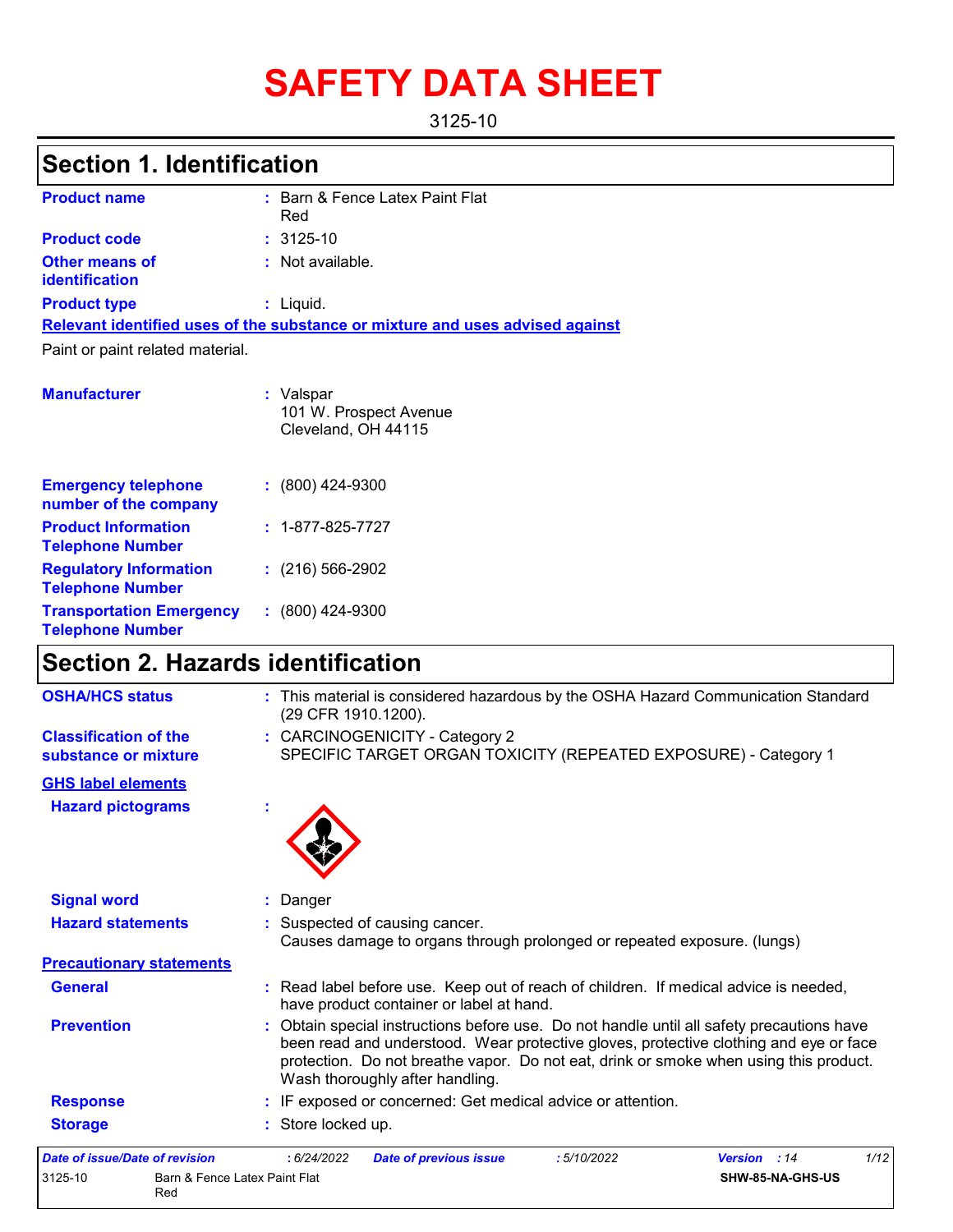# SAFETY DATA SHEET

3125-10

## Section 1. Identification

| | |
|---|---|
| **Product name** | : Barn & Fence Latex Paint Flat Red |
| **Product code** | : 3125-10 |
| **Other means of identification** | : Not available. |
| **Product type** | : Liquid. |

**Relevant identified uses of the substance or mixture and uses advised against**

Paint or paint related material.

| | |
|---|---|
| **Manufacturer** | : Valspar<br>101 W. Prospect Avenue<br>Cleveland, OH 44115 |
| **Emergency telephone number of the company** | : (800) 424-9300 |
| **Product Information Telephone Number** | : 1-877-825-7727 |
| **Regulatory Information Telephone Number** | : (216) 566-2902 |
| **Transportation Emergency Telephone Number** | : (800) 424-9300 |

## Section 2. Hazards identification

| | |
|---|---|
| **OSHA/HCS status** | : This material is considered hazardous by the OSHA Hazard Communication Standard (29 CFR 1910.1200). |
| **Classification of the substance or mixture** | : CARCINOGENICITY - Category 2<br>SPECIFIC TARGET ORGAN TOXICITY (REPEATED EXPOSURE) - Category 1 |

**GHS label elements**

| | |
|---|---|
| **Hazard pictograms** | : |
| **Signal word** | : Danger |
| **Hazard statements** | : Suspected of causing cancer.<br>Causes damage to organs through prolonged or repeated exposure. (lungs) |

**Precautionary statements**

| | |
|---|---|
| **General** | : Read label before use. Keep out of reach of children. If medical advice is needed, have product container or label at hand. |
| **Prevention** | : Obtain special instructions before use. Do not handle until all safety precautions have been read and understood. Wear protective gloves, protective clothing and eye or face protection. Do not breathe vapor. Do not eat, drink or smoke when using this product. Wash thoroughly after handling. |
| **Response** | : IF exposed or concerned: Get medical advice or attention. |
| **Storage** | : Store locked up. |

| | | | | | |
|---|---|---|---|---|---|
| *Date of issue/Date of revision* | : 6/24/2022 | *Date of previous issue* | : 5/10/2022 | *Version* | : 14 |
| 3125-10 | Barn & Fence Latex Paint Flat Red | | | SHW-85-NA-GHS-US | |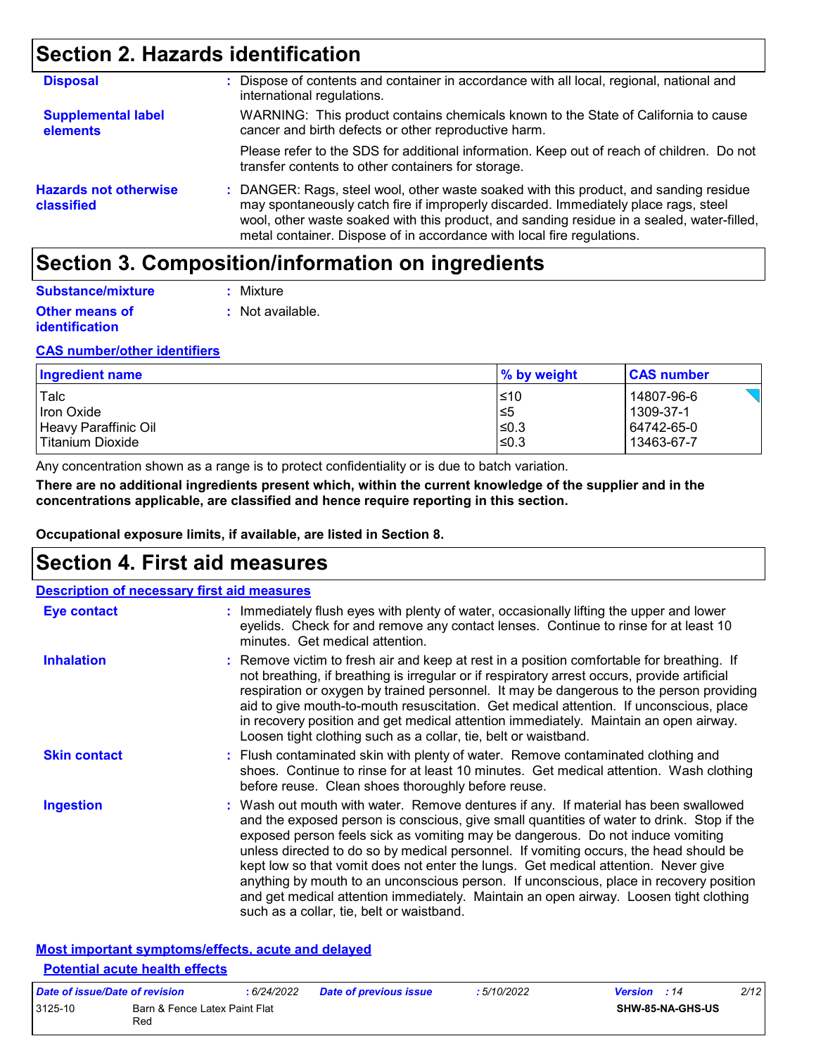## Section 2. Hazards identification

**Disposal** : Dispose of contents and container in accordance with all local, regional, national and international regulations.

**Supplemental label elements** WARNING: This product contains chemicals known to the State of California to cause cancer and birth defects or other reproductive harm.

Please refer to the SDS for additional information. Keep out of reach of children. Do not transfer contents to other containers for storage.

**Hazards not otherwise classified** : DANGER: Rags, steel wool, other waste soaked with this product, and sanding residue may spontaneously catch fire if improperly discarded. Immediately place rags, steel wool, other waste soaked with this product, and sanding residue in a sealed, water-filled, metal container. Dispose of in accordance with local fire regulations.

## Section 3. Composition/information on ingredients

**Substance/mixture** : Mixture

**Other means of identification** : Not available.

**CAS number/other identifiers**

| Ingredient name | % by weight | CAS number |
|---|---|---|
| Talc | ≤10 | 14807-96-6 |
| Iron Oxide | ≤5 | 1309-37-1 |
| Heavy Paraffinic Oil | ≤0.3 | 64742-65-0 |
| Titanium Dioxide | ≤0.3 | 13463-67-7 |

Any concentration shown as a range is to protect confidentiality or is due to batch variation.

**There are no additional ingredients present which, within the current knowledge of the supplier and in the concentrations applicable, are classified and hence require reporting in this section.**

**Occupational exposure limits, if available, are listed in Section 8.**

## Section 4. First aid measures

**Description of necessary first aid measures**

**Eye contact** : Immediately flush eyes with plenty of water, occasionally lifting the upper and lower eyelids. Check for and remove any contact lenses. Continue to rinse for at least 10 minutes. Get medical attention.

**Inhalation** : Remove victim to fresh air and keep at rest in a position comfortable for breathing. If not breathing, if breathing is irregular or if respiratory arrest occurs, provide artificial respiration or oxygen by trained personnel. It may be dangerous to the person providing aid to give mouth-to-mouth resuscitation. Get medical attention. If unconscious, place in recovery position and get medical attention immediately. Maintain an open airway. Loosen tight clothing such as a collar, tie, belt or waistband.

**Skin contact** : Flush contaminated skin with plenty of water. Remove contaminated clothing and shoes. Continue to rinse for at least 10 minutes. Get medical attention. Wash clothing before reuse. Clean shoes thoroughly before reuse.

**Ingestion** : Wash out mouth with water. Remove dentures if any. If material has been swallowed and the exposed person is conscious, give small quantities of water to drink. Stop if the exposed person feels sick as vomiting may be dangerous. Do not induce vomiting unless directed to do so by medical personnel. If vomiting occurs, the head should be kept low so that vomit does not enter the lungs. Get medical attention. Never give anything by mouth to an unconscious person. If unconscious, place in recovery position and get medical attention immediately. Maintain an open airway. Loosen tight clothing such as a collar, tie, belt or waistband.

**Most important symptoms/effects, acute and delayed**

**Potential acute health effects**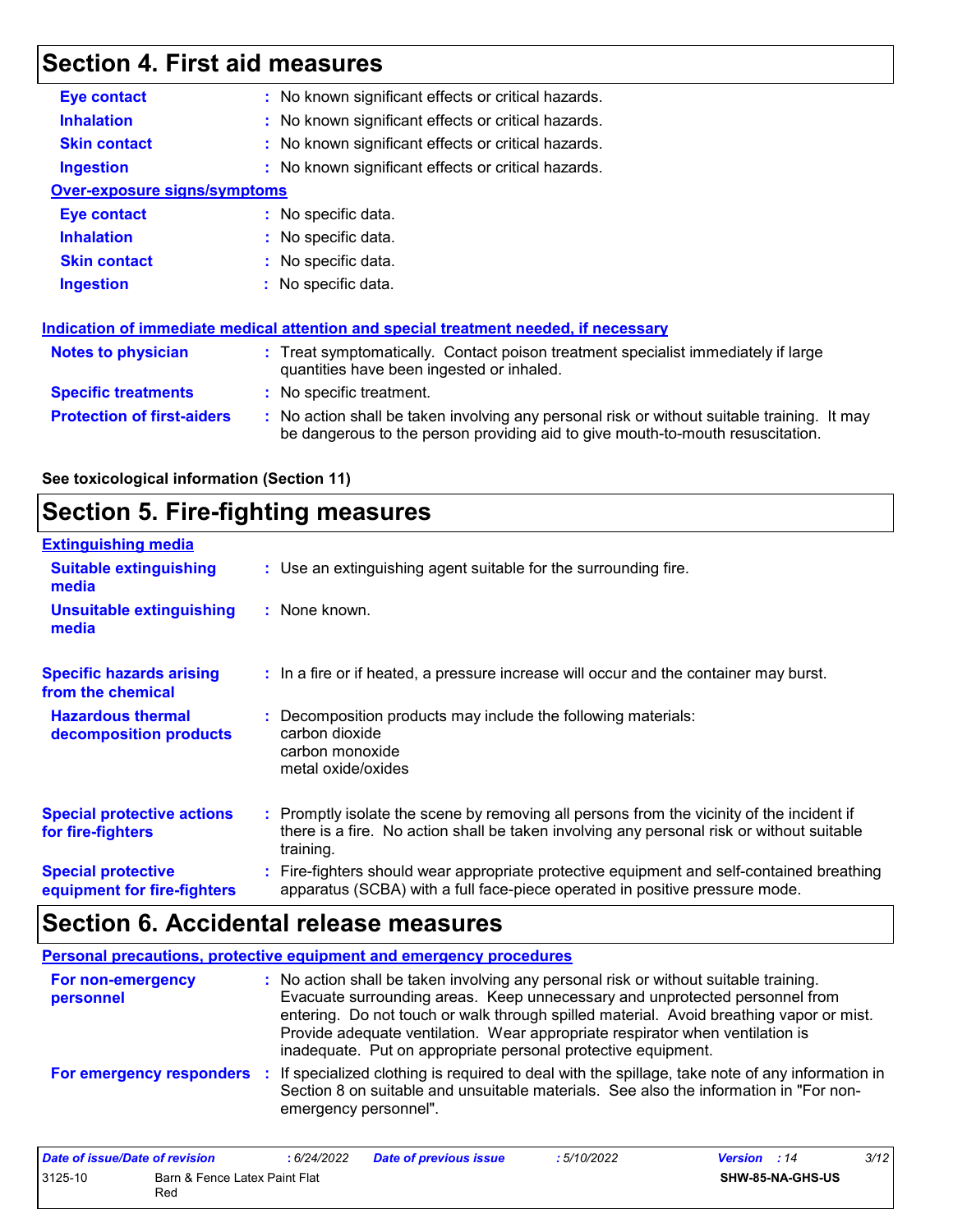## Section 4. First aid measures

**Eye contact** : No known significant effects or critical hazards.

**Inhalation** : No known significant effects or critical hazards.

**Skin contact** : No known significant effects or critical hazards.

**Ingestion** : No known significant effects or critical hazards.

**Over-exposure signs/symptoms**

**Eye contact** : No specific data.

**Inhalation** : No specific data.

**Skin contact** : No specific data.

**Ingestion** : No specific data.

**Indication of immediate medical attention and special treatment needed, if necessary**

**Notes to physician** : Treat symptomatically. Contact poison treatment specialist immediately if large quantities have been ingested or inhaled.

**Specific treatments** : No specific treatment.

**Protection of first-aiders** : No action shall be taken involving any personal risk or without suitable training. It may be dangerous to the person providing aid to give mouth-to-mouth resuscitation.

**See toxicological information (Section 11)**

## Section 5. Fire-fighting measures

**Extinguishing media**

**Suitable extinguishing media** : Use an extinguishing agent suitable for the surrounding fire.

**Unsuitable extinguishing media** : None known.

**Specific hazards arising from the chemical** : In a fire or if heated, a pressure increase will occur and the container may burst.

**Hazardous thermal decomposition products** : Decomposition products may include the following materials:
carbon dioxide
carbon monoxide
metal oxide/oxides

**Special protective actions for fire-fighters** : Promptly isolate the scene by removing all persons from the vicinity of the incident if there is a fire. No action shall be taken involving any personal risk or without suitable training.

**Special protective equipment for fire-fighters** : Fire-fighters should wear appropriate protective equipment and self-contained breathing apparatus (SCBA) with a full face-piece operated in positive pressure mode.

## Section 6. Accidental release measures

**Personal precautions, protective equipment and emergency procedures**

**For non-emergency personnel** : No action shall be taken involving any personal risk or without suitable training. Evacuate surrounding areas. Keep unnecessary and unprotected personnel from entering. Do not touch or walk through spilled material. Avoid breathing vapor or mist. Provide adequate ventilation. Wear appropriate respirator when ventilation is inadequate. Put on appropriate personal protective equipment.

**For emergency responders** : If specialized clothing is required to deal with the spillage, take note of any information in Section 8 on suitable and unsuitable materials. See also the information in "For non-emergency personnel".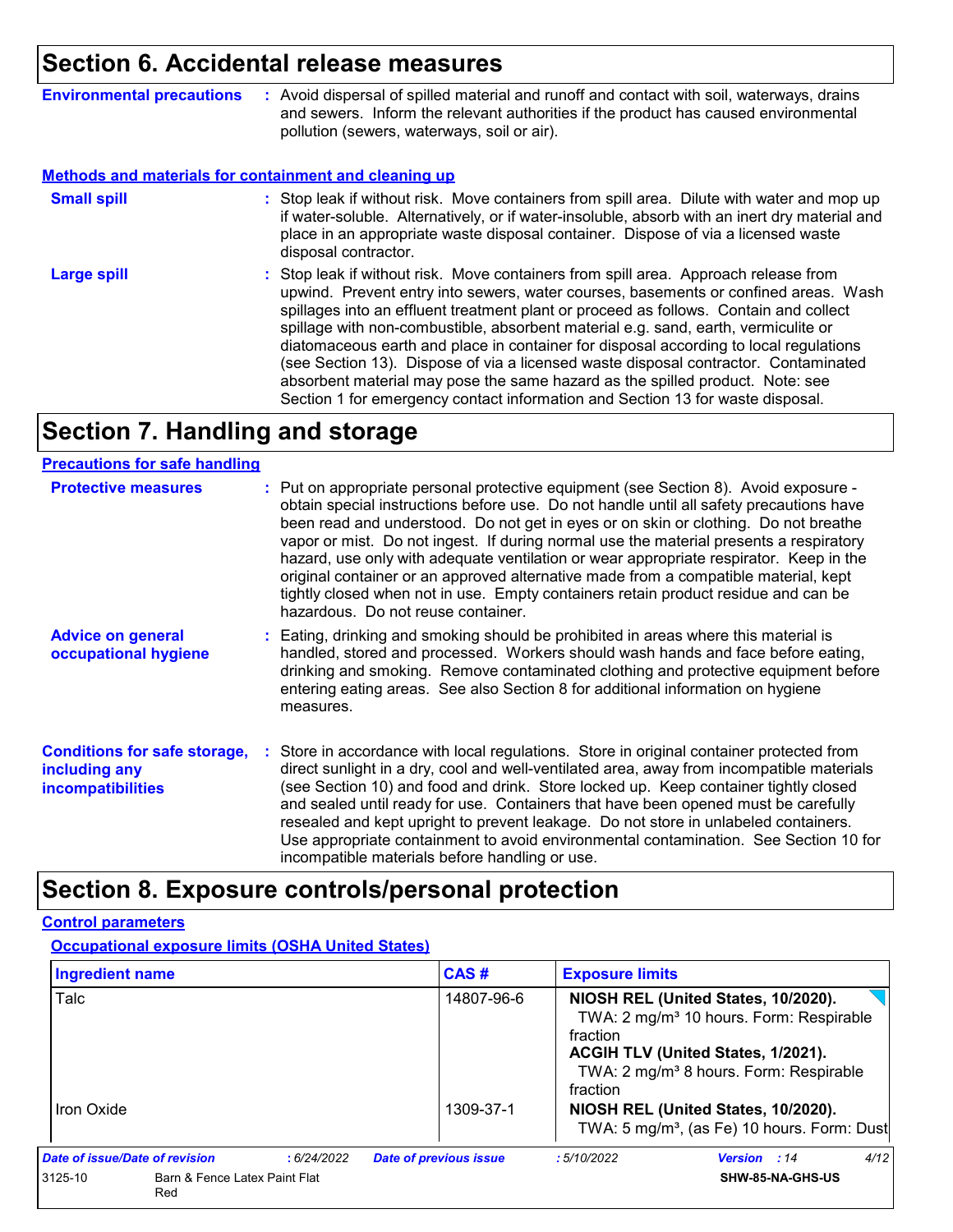## Section 6. Accidental release measures

**Environmental precautions** : Avoid dispersal of spilled material and runoff and contact with soil, waterways, drains and sewers. Inform the relevant authorities if the product has caused environmental pollution (sewers, waterways, soil or air).

### Methods and materials for containment and cleaning up

**Small spill** : Stop leak if without risk. Move containers from spill area. Dilute with water and mop up if water-soluble. Alternatively, or if water-insoluble, absorb with an inert dry material and place in an appropriate waste disposal container. Dispose of via a licensed waste disposal contractor.

**Large spill** : Stop leak if without risk. Move containers from spill area. Approach release from upwind. Prevent entry into sewers, water courses, basements or confined areas. Wash spillages into an effluent treatment plant or proceed as follows. Contain and collect spillage with non-combustible, absorbent material e.g. sand, earth, vermiculite or diatomaceous earth and place in container for disposal according to local regulations (see Section 13). Dispose of via a licensed waste disposal contractor. Contaminated absorbent material may pose the same hazard as the spilled product. Note: see Section 1 for emergency contact information and Section 13 for waste disposal.

## Section 7. Handling and storage

### Precautions for safe handling

**Protective measures** : Put on appropriate personal protective equipment (see Section 8). Avoid exposure - obtain special instructions before use. Do not handle until all safety precautions have been read and understood. Do not get in eyes or on skin or clothing. Do not breathe vapor or mist. Do not ingest. If during normal use the material presents a respiratory hazard, use only with adequate ventilation or wear appropriate respirator. Keep in the original container or an approved alternative made from a compatible material, kept tightly closed when not in use. Empty containers retain product residue and can be hazardous. Do not reuse container.

**Advice on general occupational hygiene** : Eating, drinking and smoking should be prohibited in areas where this material is handled, stored and processed. Workers should wash hands and face before eating, drinking and smoking. Remove contaminated clothing and protective equipment before entering eating areas. See also Section 8 for additional information on hygiene measures.

**Conditions for safe storage, including any incompatibilities** : Store in accordance with local regulations. Store in original container protected from direct sunlight in a dry, cool and well-ventilated area, away from incompatible materials (see Section 10) and food and drink. Store locked up. Keep container tightly closed and sealed until ready for use. Containers that have been opened must be carefully resealed and kept upright to prevent leakage. Do not store in unlabeled containers. Use appropriate containment to avoid environmental contamination. See Section 10 for incompatible materials before handling or use.

## Section 8. Exposure controls/personal protection

### Control parameters

#### Occupational exposure limits (OSHA United States)

| Ingredient name | CAS # | Exposure limits |
|---|---|---|
| Talc | 14807-96-6 | **NIOSH REL (United States, 10/2020).** TWA: 2 mg/m³ 10 hours. Form: Respirable fraction **ACGIH TLV (United States, 1/2021).** TWA: 2 mg/m³ 8 hours. Form: Respirable fraction |
| Iron Oxide | 1309-37-1 | **NIOSH REL (United States, 10/2020).** TWA: 5 mg/m³, (as Fe) 10 hours. Form: Dust |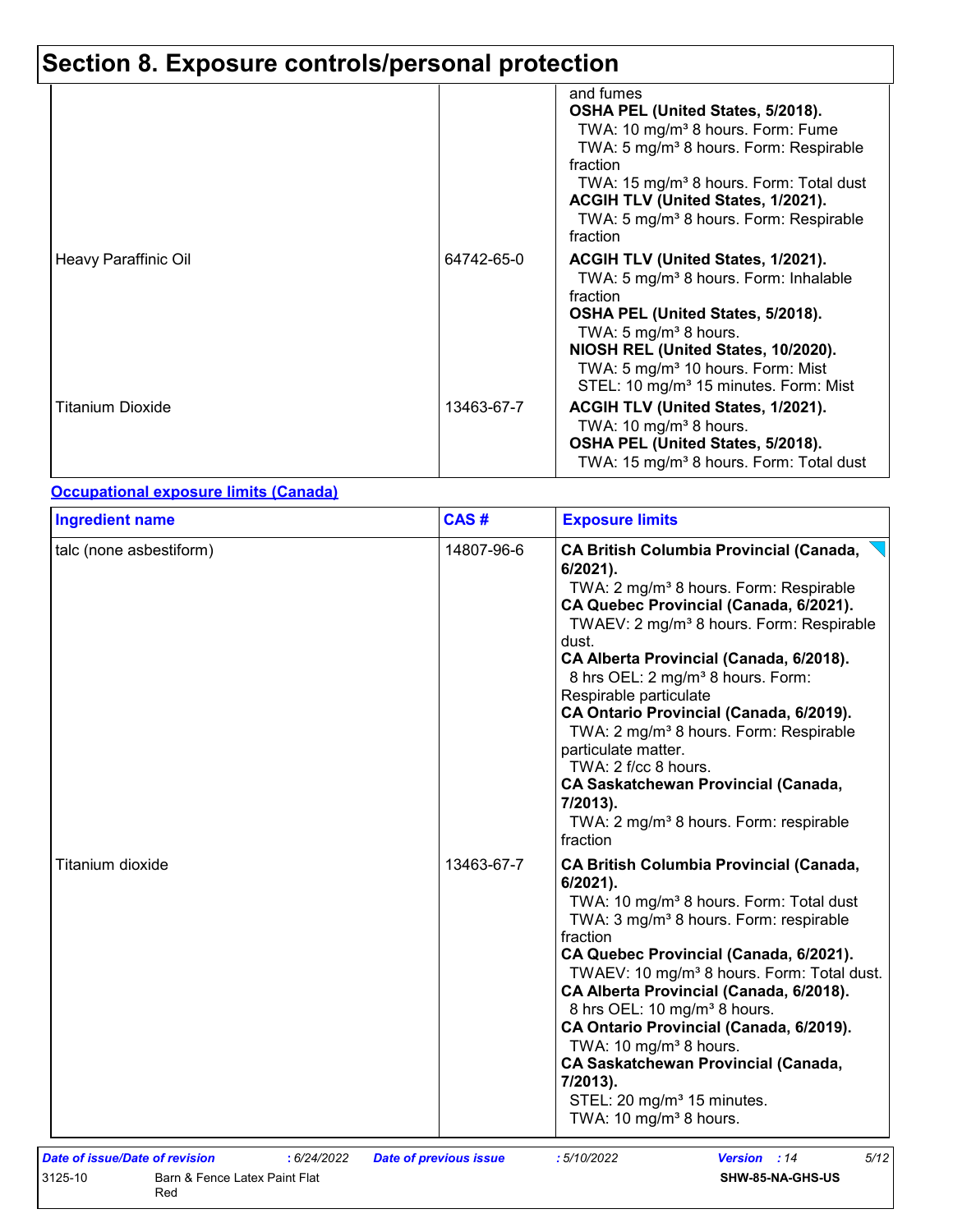# Section 8. Exposure controls/personal protection

| | | |
|---|---|---|
| | | and fumes<br>**OSHA PEL (United States, 5/2018).**<br>TWA: 10 mg/m³ 8 hours. Form: Fume<br>TWA: 5 mg/m³ 8 hours. Form: Respirable fraction<br>TWA: 15 mg/m³ 8 hours. Form: Total dust<br>**ACGIH TLV (United States, 1/2021).**<br>TWA: 5 mg/m³ 8 hours. Form: Respirable fraction |
| Heavy Paraffinic Oil | 64742-65-0 | **ACGIH TLV (United States, 1/2021).**<br>TWA: 5 mg/m³ 8 hours. Form: Inhalable fraction<br>**OSHA PEL (United States, 5/2018).**<br>TWA: 5 mg/m³ 8 hours.<br>**NIOSH REL (United States, 10/2020).**<br>TWA: 5 mg/m³ 10 hours. Form: Mist<br>STEL: 10 mg/m³ 15 minutes. Form: Mist |
| Titanium Dioxide | 13463-67-7 | **ACGIH TLV (United States, 1/2021).**<br>TWA: 10 mg/m³ 8 hours.<br>**OSHA PEL (United States, 5/2018).**<br>TWA: 15 mg/m³ 8 hours. Form: Total dust |

**Occupational exposure limits (Canada)**

| Ingredient name | CAS # | Exposure limits |
|---|---|---|
| talc (none asbestiform) | 14807-96-6 | **CA British Columbia Provincial (Canada, 6/2021).**<br>TWA: 2 mg/m³ 8 hours. Form: Respirable<br>**CA Quebec Provincial (Canada, 6/2021).**<br>TWAEV: 2 mg/m³ 8 hours. Form: Respirable dust.<br>**CA Alberta Provincial (Canada, 6/2018).**<br>8 hrs OEL: 2 mg/m³ 8 hours. Form: Respirable particulate<br>**CA Ontario Provincial (Canada, 6/2019).**<br>TWA: 2 mg/m³ 8 hours. Form: Respirable particulate matter.<br>TWA: 2 f/cc 8 hours.<br>**CA Saskatchewan Provincial (Canada, 7/2013).**<br>TWA: 2 mg/m³ 8 hours. Form: respirable fraction |
| Titanium dioxide | 13463-67-7 | **CA British Columbia Provincial (Canada, 6/2021).**<br>TWA: 10 mg/m³ 8 hours. Form: Total dust<br>TWA: 3 mg/m³ 8 hours. Form: respirable fraction<br>**CA Quebec Provincial (Canada, 6/2021).**<br>TWAEV: 10 mg/m³ 8 hours. Form: Total dust.<br>**CA Alberta Provincial (Canada, 6/2018).**<br>8 hrs OEL: 10 mg/m³ 8 hours.<br>**CA Ontario Provincial (Canada, 6/2019).**<br>TWA: 10 mg/m³ 8 hours.<br>**CA Saskatchewan Provincial (Canada, 7/2013).**<br>STEL: 20 mg/m³ 15 minutes.<br>TWA: 10 mg/m³ 8 hours. |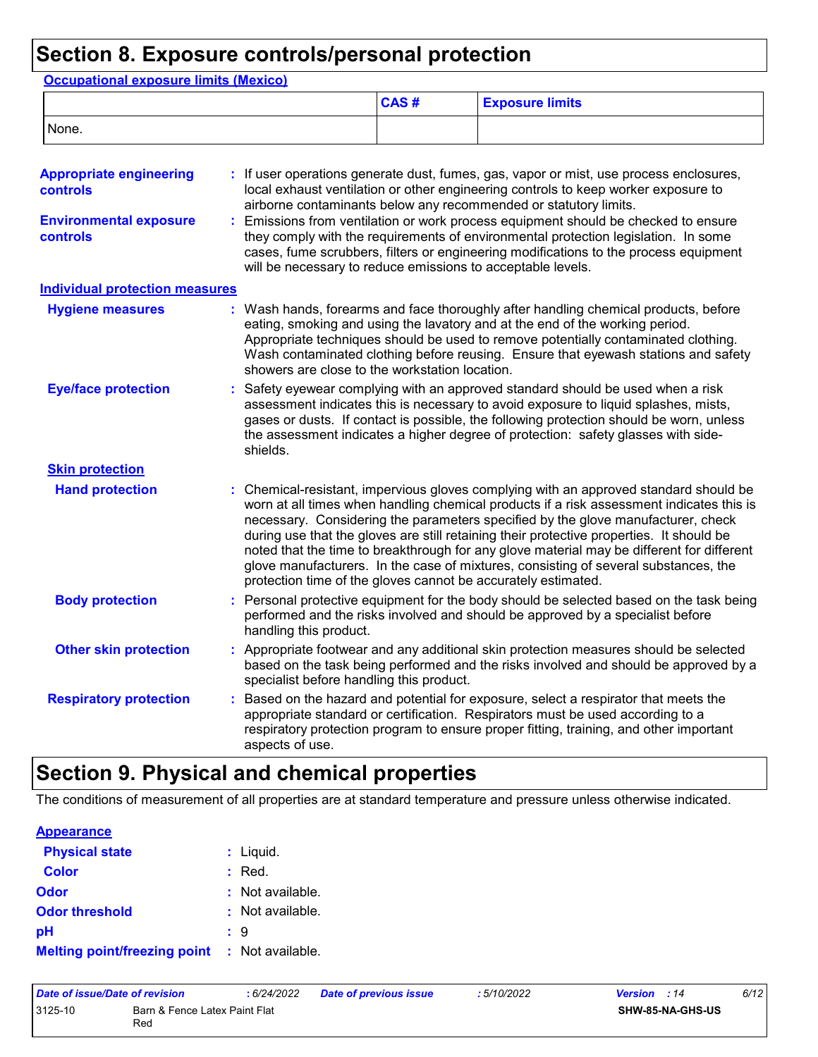# Section 8. Exposure controls/personal protection

**Occupational exposure limits (Mexico)**

| | CAS # | Exposure limits |
|---|---|---|
| None. | | |

**Appropriate engineering controls** : If user operations generate dust, fumes, gas, vapor or mist, use process enclosures, local exhaust ventilation or other engineering controls to keep worker exposure to airborne contaminants below any recommended or statutory limits.

**Environmental exposure controls** : Emissions from ventilation or work process equipment should be checked to ensure they comply with the requirements of environmental protection legislation. In some cases, fume scrubbers, filters or engineering modifications to the process equipment will be necessary to reduce emissions to acceptable levels.

**Individual protection measures**

**Hygiene measures** : Wash hands, forearms and face thoroughly after handling chemical products, before eating, smoking and using the lavatory and at the end of the working period. Appropriate techniques should be used to remove potentially contaminated clothing. Wash contaminated clothing before reusing. Ensure that eyewash stations and safety showers are close to the workstation location.

**Eye/face protection** : Safety eyewear complying with an approved standard should be used when a risk assessment indicates this is necessary to avoid exposure to liquid splashes, mists, gases or dusts. If contact is possible, the following protection should be worn, unless the assessment indicates a higher degree of protection: safety glasses with side-shields.

**Skin protection**

**Hand protection** : Chemical-resistant, impervious gloves complying with an approved standard should be worn at all times when handling chemical products if a risk assessment indicates this is necessary. Considering the parameters specified by the glove manufacturer, check during use that the gloves are still retaining their protective properties. It should be noted that the time to breakthrough for any glove material may be different for different glove manufacturers. In the case of mixtures, consisting of several substances, the protection time of the gloves cannot be accurately estimated.

**Body protection** : Personal protective equipment for the body should be selected based on the task being performed and the risks involved and should be approved by a specialist before handling this product.

**Other skin protection** : Appropriate footwear and any additional skin protection measures should be selected based on the task being performed and the risks involved and should be approved by a specialist before handling this product.

**Respiratory protection** : Based on the hazard and potential for exposure, select a respirator that meets the appropriate standard or certification. Respirators must be used according to a respiratory protection program to ensure proper fitting, training, and other important aspects of use.

# Section 9. Physical and chemical properties

The conditions of measurement of all properties are at standard temperature and pressure unless otherwise indicated.

**Appearance**

**Physical state** : Liquid.

**Color** : Red.

**Odor** : Not available.

**Odor threshold** : Not available.

**pH** : 9

**Melting point/freezing point** : Not available.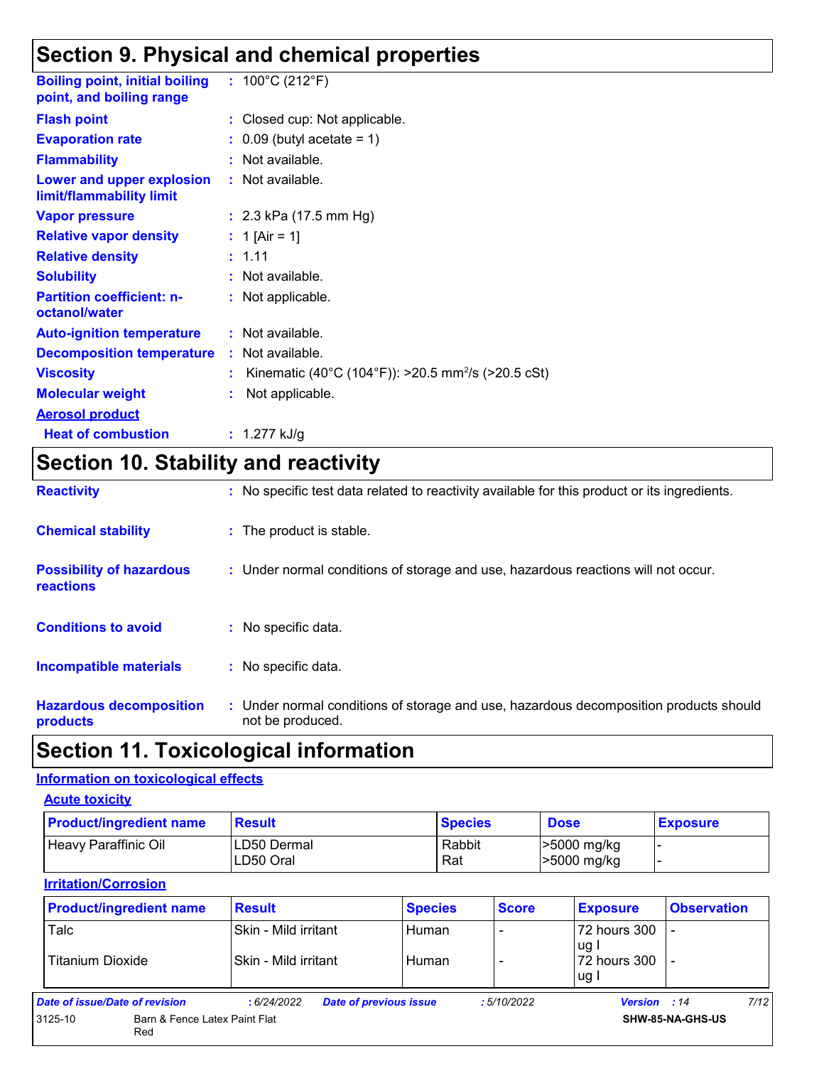## Section 9. Physical and chemical properties

| | |
|---|---|
| **Boiling point, initial boiling point, and boiling range** | : 100°C (212°F) |
| **Flash point** | : Closed cup: Not applicable. |
| **Evaporation rate** | : 0.09 (butyl acetate = 1) |
| **Flammability** | : Not available. |
| **Lower and upper explosion limit/flammability limit** | : Not available. |
| **Vapor pressure** | : 2.3 kPa (17.5 mm Hg) |
| **Relative vapor density** | : 1 [Air = 1] |
| **Relative density** | : 1.11 |
| **Solubility** | : Not available. |
| **Partition coefficient: n-octanol/water** | : Not applicable. |
| **Auto-ignition temperature** | : Not available. |
| **Decomposition temperature** | : Not available. |
| **Viscosity** | : Kinematic (40°C (104°F)): >20.5 $mm^2/s$ (>20.5 cSt) |
| **Molecular weight** | : Not applicable. |

**Aerosol product**

| | |
|---|---|
| **Heat of combustion** | : 1.277 kJ/g |

## Section 10. Stability and reactivity

| | |
|---|---|
| **Reactivity** | : No specific test data related to reactivity available for this product or its ingredients. |
| **Chemical stability** | : The product is stable. |
| **Possibility of hazardous reactions** | : Under normal conditions of storage and use, hazardous reactions will not occur. |
| **Conditions to avoid** | : No specific data. |
| **Incompatible materials** | : No specific data. |
| **Hazardous decomposition products** | : Under normal conditions of storage and use, hazardous decomposition products should not be produced. |

## Section 11. Toxicological information

**Information on toxicological effects**

**Acute toxicity**

| Product/ingredient name | Result | Species | Dose | Exposure |
|---|---|---|---|---|
| Heavy Paraffinic Oil | LD50 Dermal | Rabbit | >5000 mg/kg | - |
| | LD50 Oral | Rat | >5000 mg/kg | - |

**Irritation/Corrosion**

| Product/ingredient name | Result | Species | Score | Exposure | Observation |
|---|---|---|---|---|---|
| Talc | Skin - Mild irritant | Human | - | 72 hours 300 ug I | - |
| Titanium Dioxide | Skin - Mild irritant | Human | - | 72 hours 300 ug I | - |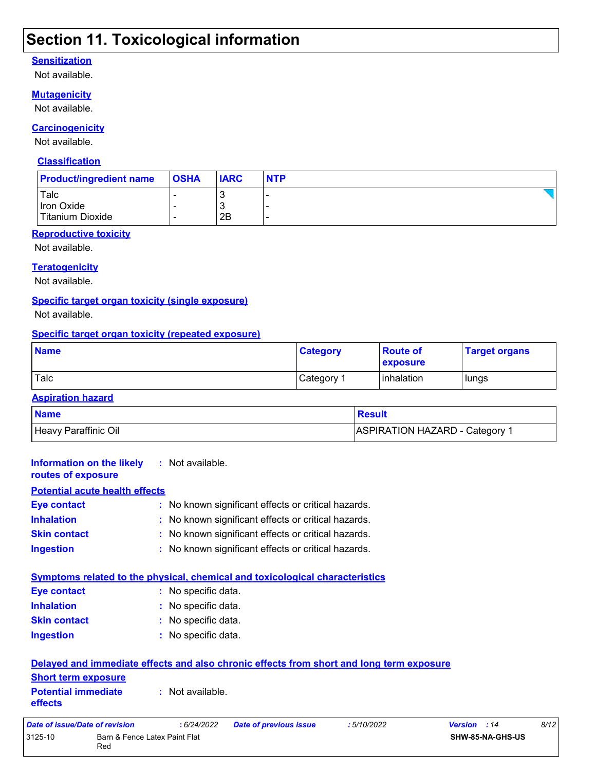# Section 11. Toxicological information

**Sensitization**

Not available.

**Mutagenicity**

Not available.

**Carcinogenicity**

Not available.

**Classification**

| Product/ingredient name | OSHA | IARC | NTP |
|---|---|---|---|
| Talc | - | 3 | - |
| Iron Oxide | - | 3 | - |
| Titanium Dioxide | - | 2B | - |

**Reproductive toxicity**

Not available.

**Teratogenicity**

Not available.

**Specific target organ toxicity (single exposure)**

Not available.

**Specific target organ toxicity (repeated exposure)**

| Name | Category | Route of exposure | Target organs |
|---|---|---|---|
| Talc | Category 1 | inhalation | lungs |

**Aspiration hazard**

| Name | Result |
|---|---|
| Heavy Paraffinic Oil | ASPIRATION HAZARD - Category 1 |

**Information on the likely routes of exposure** : Not available.

**Potential acute health effects**

**Eye contact** : No known significant effects or critical hazards.

**Inhalation** : No known significant effects or critical hazards.

**Skin contact** : No known significant effects or critical hazards.

**Ingestion** : No known significant effects or critical hazards.

**Symptoms related to the physical, chemical and toxicological characteristics**

**Eye contact** : No specific data.

**Inhalation** : No specific data.

**Skin contact** : No specific data.

**Ingestion** : No specific data.

**Delayed and immediate effects and also chronic effects from short and long term exposure**

**Short term exposure**

**Potential immediate effects** : Not available.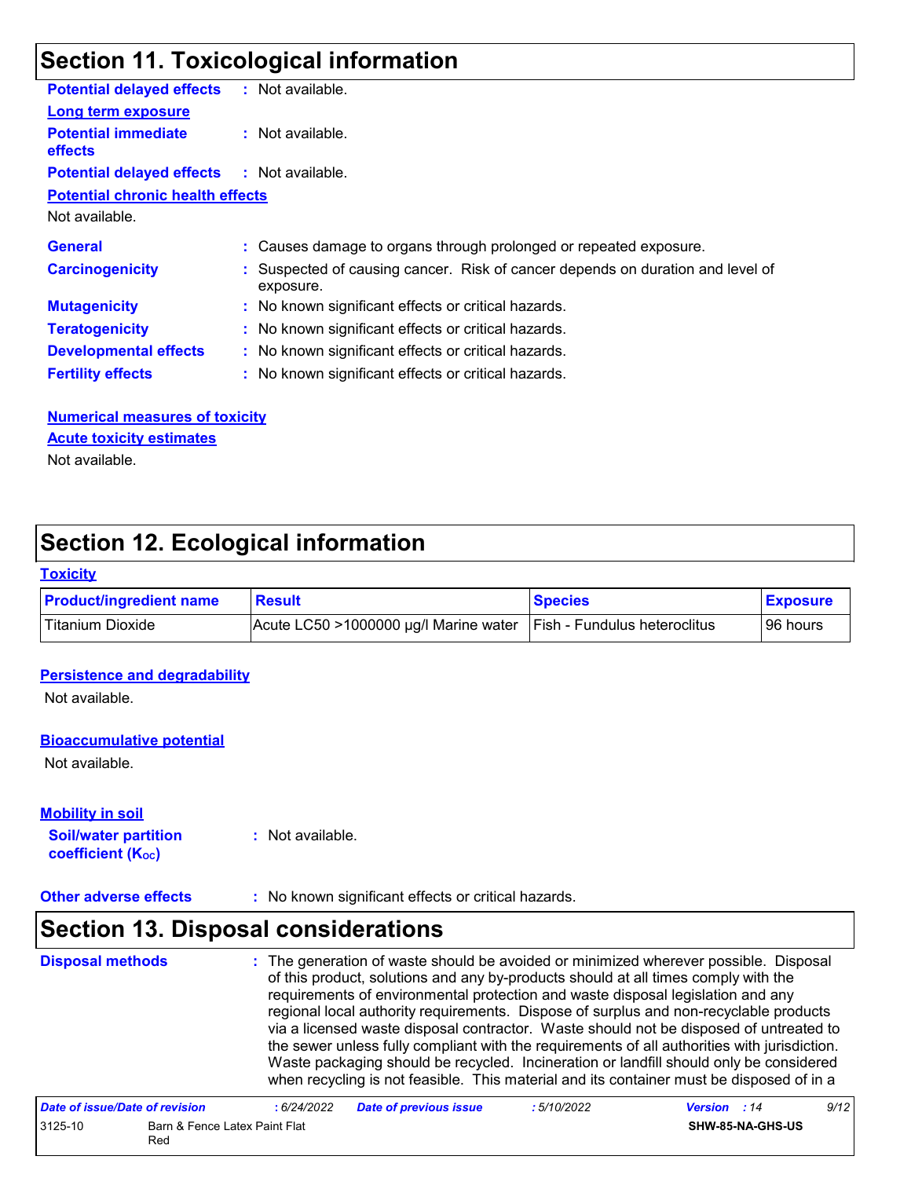## Section 11. Toxicological information

**Potential delayed effects** : Not available.

**Long term exposure**

**Potential immediate effects** : Not available.

**Potential delayed effects** : Not available.

**Potential chronic health effects**

Not available.

**General** : Causes damage to organs through prolonged or repeated exposure.

**Carcinogenicity** : Suspected of causing cancer. Risk of cancer depends on duration and level of exposure.

**Mutagenicity** : No known significant effects or critical hazards.

**Teratogenicity** : No known significant effects or critical hazards.

**Developmental effects** : No known significant effects or critical hazards.

**Fertility effects** : No known significant effects or critical hazards.

**Numerical measures of toxicity**

**Acute toxicity estimates**

Not available.

## Section 12. Ecological information

**Toxicity**

| Product/ingredient name | Result | Species | Exposure |
|---|---|---|---|
| Titanium Dioxide | Acute LC50 >1000000 µg/l Marine water | Fish - Fundulus heteroclitus | 96 hours |

**Persistence and degradability**

Not available.

**Bioaccumulative potential**

Not available.

**Mobility in soil**

**Soil/water partition coefficient ($K_{OC}$)** : Not available.

**Other adverse effects** : No known significant effects or critical hazards.

## Section 13. Disposal considerations

**Disposal methods** : The generation of waste should be avoided or minimized wherever possible. Disposal of this product, solutions and any by-products should at all times comply with the requirements of environmental protection and waste disposal legislation and any regional local authority requirements. Dispose of surplus and non-recyclable products via a licensed waste disposal contractor. Waste should not be disposed of untreated to the sewer unless fully compliant with the requirements of all authorities with jurisdiction. Waste packaging should be recycled. Incineration or landfill should only be considered when recycling is not feasible. This material and its container must be disposed of in a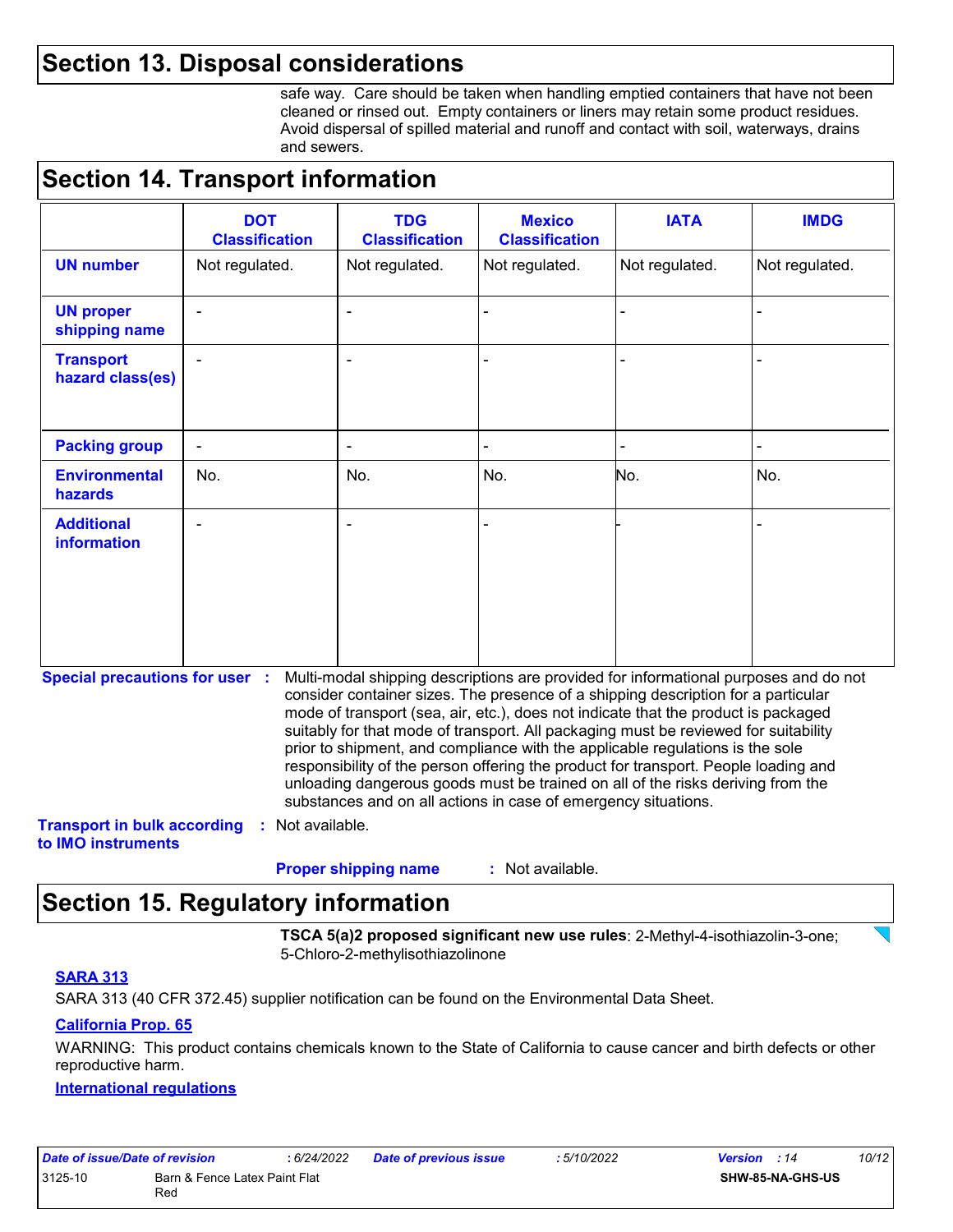## Section 13. Disposal considerations

safe way. Care should be taken when handling emptied containers that have not been cleaned or rinsed out. Empty containers or liners may retain some product residues. Avoid dispersal of spilled material and runoff and contact with soil, waterways, drains and sewers.

## Section 14. Transport information

| | DOT Classification | TDG Classification | Mexico Classification | IATA | IMDG |
|---|---|---|---|---|---|
| **UN number** | Not regulated. | Not regulated. | Not regulated. | Not regulated. | Not regulated. |
| **UN proper shipping name** | - | - | - | - | - |
| **Transport hazard class(es)** | - | - | - | - | - |
| **Packing group** | - | - | - | - | - |
| **Environmental hazards** | No. | No. | No. | No. | No. |
| **Additional information** | - | - | - | - | - |

**Special precautions for user** : Multi-modal shipping descriptions are provided for informational purposes and do not consider container sizes. The presence of a shipping description for a particular mode of transport (sea, air, etc.), does not indicate that the product is packaged suitably for that mode of transport. All packaging must be reviewed for suitability prior to shipment, and compliance with the applicable regulations is the sole responsibility of the person offering the product for transport. People loading and unloading dangerous goods must be trained on all of the risks deriving from the substances and on all actions in case of emergency situations.

**Transport in bulk according to IMO instruments** : Not available.

**Proper shipping name** : Not available.

## Section 15. Regulatory information

**TSCA 5(a)2 proposed significant new use rules**: 2-Methyl-4-isothiazolin-3-one; 5-Chloro-2-methylisothiazolinone

**SARA 313**

SARA 313 (40 CFR 372.45) supplier notification can be found on the Environmental Data Sheet.

**California Prop. 65**

WARNING: This product contains chemicals known to the State of California to cause cancer and birth defects or other reproductive harm.

**International regulations**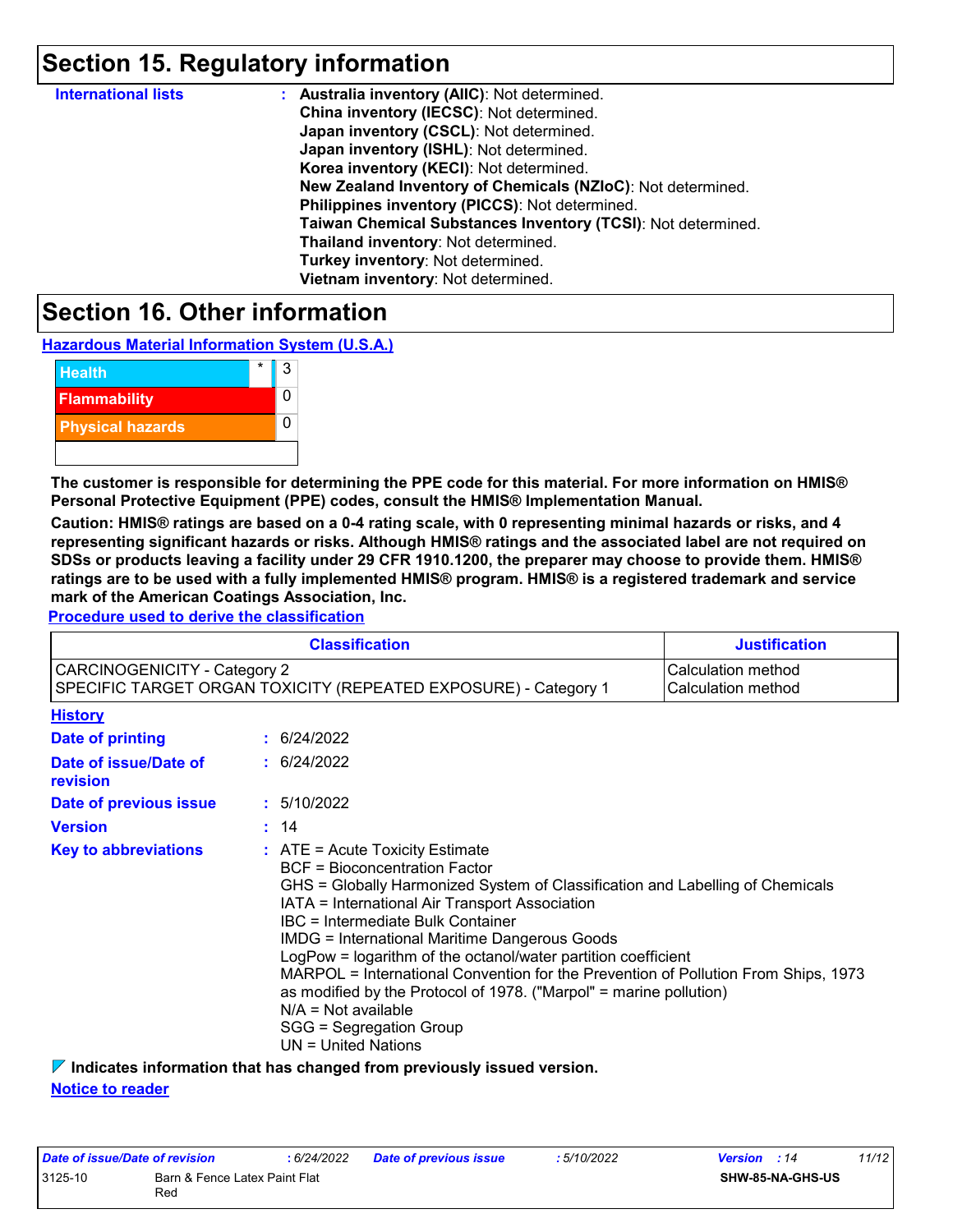## Section 15. Regulatory information

**International lists** : **Australia inventory (AIIC)**: Not determined.
**China inventory (IECSC)**: Not determined.
**Japan inventory (CSCL)**: Not determined.
**Japan inventory (ISHL)**: Not determined.
**Korea inventory (KECI)**: Not determined.
**New Zealand Inventory of Chemicals (NZIoC)**: Not determined.
**Philippines inventory (PICCS)**: Not determined.
**Taiwan Chemical Substances Inventory (TCSI)**: Not determined.
**Thailand inventory**: Not determined.
**Turkey inventory**: Not determined.
**Vietnam inventory**: Not determined.

## Section 16. Other information

**Hazardous Material Information System (U.S.A.)**

| | | |
|---|---|---|
| Health | * | 3 |
| Flammability | | 0 |
| Physical hazards | | 0 |
| | | |

**The customer is responsible for determining the PPE code for this material. For more information on HMIS® Personal Protective Equipment (PPE) codes, consult the HMIS® Implementation Manual.**

**Caution: HMIS® ratings are based on a 0-4 rating scale, with 0 representing minimal hazards or risks, and 4 representing significant hazards or risks. Although HMIS® ratings and the associated label are not required on SDSs or products leaving a facility under 29 CFR 1910.1200, the preparer may choose to provide them. HMIS® ratings are to be used with a fully implemented HMIS® program. HMIS® is a registered trademark and service mark of the American Coatings Association, Inc.**

**Procedure used to derive the classification**

| Classification | Justification |
|---|---|
| CARCINOGENICITY - Category 2 | Calculation method |
| SPECIFIC TARGET ORGAN TOXICITY (REPEATED EXPOSURE) - Category 1 | Calculation method |

**History**

**Date of printing** : 6/24/2022

**Date of issue/Date of revision** : 6/24/2022

**Date of previous issue** : 5/10/2022

**Version** : 14

**Key to abbreviations** : ATE = Acute Toxicity Estimate
BCF = Bioconcentration Factor
GHS = Globally Harmonized System of Classification and Labelling of Chemicals
IATA = International Air Transport Association
IBC = Intermediate Bulk Container
IMDG = International Maritime Dangerous Goods
LogPow = logarithm of the octanol/water partition coefficient
MARPOL = International Convention for the Prevention of Pollution From Ships, 1973 as modified by the Protocol of 1978. ("Marpol" = marine pollution)
N/A = Not available
SGG = Segregation Group
UN = United Nations

**Indicates information that has changed from previously issued version.**

**Notice to reader**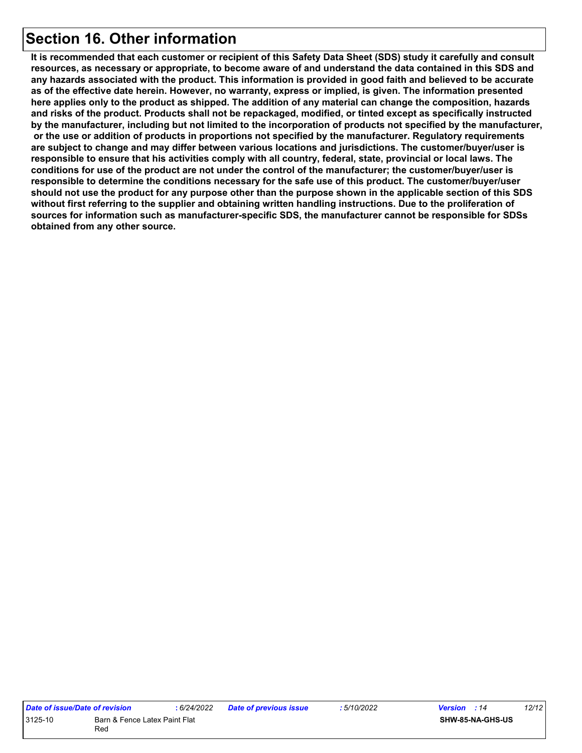# Section 16. Other information

**It is recommended that each customer or recipient of this Safety Data Sheet (SDS) study it carefully and consult resources, as necessary or appropriate, to become aware of and understand the data contained in this SDS and any hazards associated with the product. This information is provided in good faith and believed to be accurate as of the effective date herein. However, no warranty, express or implied, is given. The information presented here applies only to the product as shipped. The addition of any material can change the composition, hazards and risks of the product. Products shall not be repackaged, modified, or tinted except as specifically instructed by the manufacturer, including but not limited to the incorporation of products not specified by the manufacturer, or the use or addition of products in proportions not specified by the manufacturer. Regulatory requirements are subject to change and may differ between various locations and jurisdictions. The customer/buyer/user is responsible to ensure that his activities comply with all country, federal, state, provincial or local laws. The conditions for use of the product are not under the control of the manufacturer; the customer/buyer/user is responsible to determine the conditions necessary for the safe use of this product. The customer/buyer/user should not use the product for any purpose other than the purpose shown in the applicable section of this SDS without first referring to the supplier and obtaining written handling instructions. Due to the proliferation of sources for information such as manufacturer-specific SDS, the manufacturer cannot be responsible for SDSs obtained from any other source.**